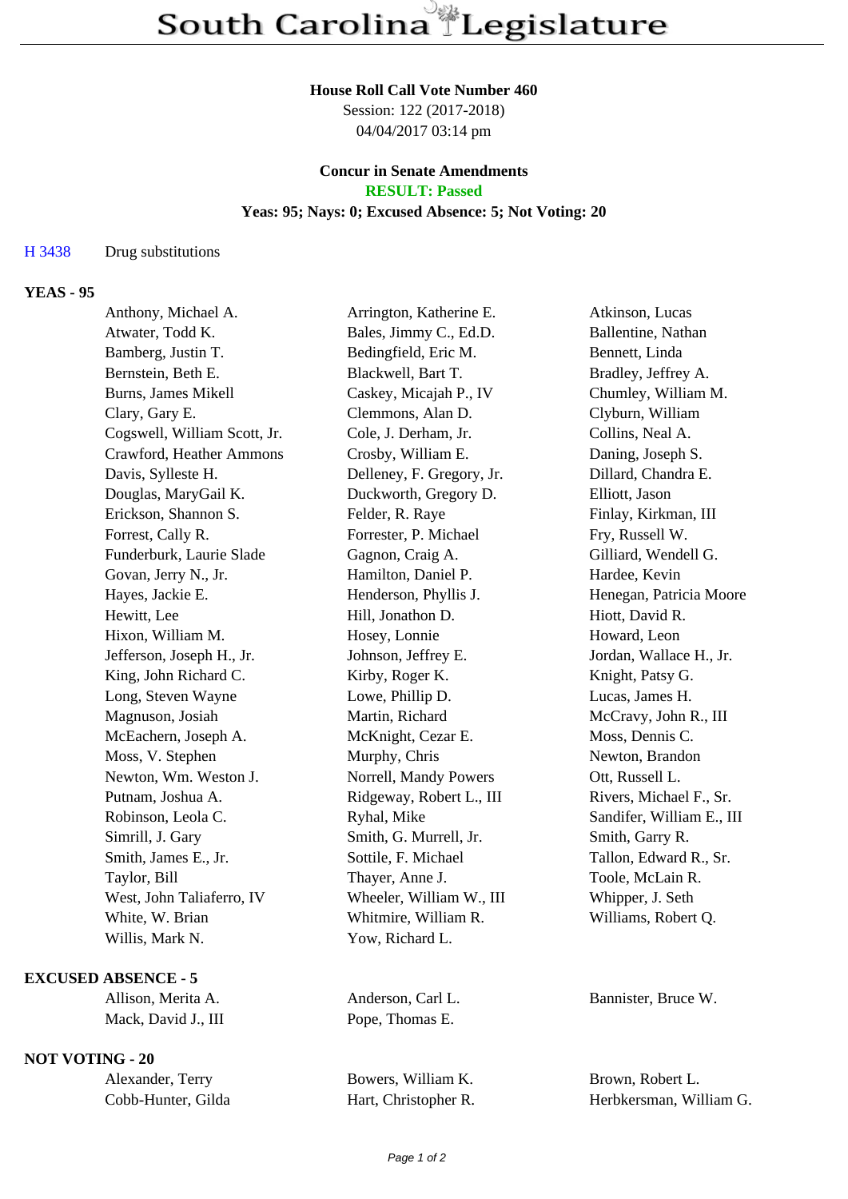# South Carolina Legislature

**House Roll Call Vote Number 460**
Session: 122 (2017-2018)
04/04/2017 03:14 pm

**Concur in Senate Amendments**
**RESULT: Passed**
**Yeas: 95; Nays: 0; Excused Absence: 5; Not Voting: 20**

H 3438 Drug substitutions

## YEAS - 95

| | | |
|---|---|---|
| Anthony, Michael A. | Arrington, Katherine E. | Atkinson, Lucas |
| Atwater, Todd K. | Bales, Jimmy C., Ed.D. | Ballentine, Nathan |
| Bamberg, Justin T. | Bedingfield, Eric M. | Bennett, Linda |
| Bernstein, Beth E. | Blackwell, Bart T. | Bradley, Jeffrey A. |
| Burns, James Mikell | Caskey, Micajah P., IV | Chumley, William M. |
| Clary, Gary E. | Clemmons, Alan D. | Clyburn, William |
| Cogswell, William Scott, Jr. | Cole, J. Derham, Jr. | Collins, Neal A. |
| Crawford, Heather Ammons | Crosby, William E. | Daning, Joseph S. |
| Davis, Sylleste H. | Delleney, F. Gregory, Jr. | Dillard, Chandra E. |
| Douglas, MaryGail K. | Duckworth, Gregory D. | Elliott, Jason |
| Erickson, Shannon S. | Felder, R. Raye | Finlay, Kirkman, III |
| Forrest, Cally R. | Forrester, P. Michael | Fry, Russell W. |
| Funderburk, Laurie Slade | Gagnon, Craig A. | Gilliard, Wendell G. |
| Govan, Jerry N., Jr. | Hamilton, Daniel P. | Hardee, Kevin |
| Hayes, Jackie E. | Henderson, Phyllis J. | Henegan, Patricia Moore |
| Hewitt, Lee | Hill, Jonathon D. | Hiott, David R. |
| Hixon, William M. | Hosey, Lonnie | Howard, Leon |
| Jefferson, Joseph H., Jr. | Johnson, Jeffrey E. | Jordan, Wallace H., Jr. |
| King, John Richard C. | Kirby, Roger K. | Knight, Patsy G. |
| Long, Steven Wayne | Lowe, Phillip D. | Lucas, James H. |
| Magnuson, Josiah | Martin, Richard | McCravy, John R., III |
| McEachern, Joseph A. | McKnight, Cezar E. | Moss, Dennis C. |
| Moss, V. Stephen | Murphy, Chris | Newton, Brandon |
| Newton, Wm. Weston J. | Norrell, Mandy Powers | Ott, Russell L. |
| Putnam, Joshua A. | Ridgeway, Robert L., III | Rivers, Michael F., Sr. |
| Robinson, Leola C. | Ryhal, Mike | Sandifer, William E., III |
| Simrill, J. Gary | Smith, G. Murrell, Jr. | Smith, Garry R. |
| Smith, James E., Jr. | Sottile, F. Michael | Tallon, Edward R., Sr. |
| Taylor, Bill | Thayer, Anne J. | Toole, McLain R. |
| West, John Taliaferro, IV | Wheeler, William W., III | Whipper, J. Seth |
| White, W. Brian | Whitmire, William R. | Williams, Robert Q. |
| Willis, Mark N. | Yow, Richard L. | |

## EXCUSED ABSENCE - 5

| | | |
|---|---|---|
| Allison, Merita A. | Anderson, Carl L. | Bannister, Bruce W. |
| Mack, David J., III | Pope, Thomas E. | |

## NOT VOTING - 20

| | | |
|---|---|---|
| Alexander, Terry | Bowers, William K. | Brown, Robert L. |
| Cobb-Hunter, Gilda | Hart, Christopher R. | Herbkersman, William G. |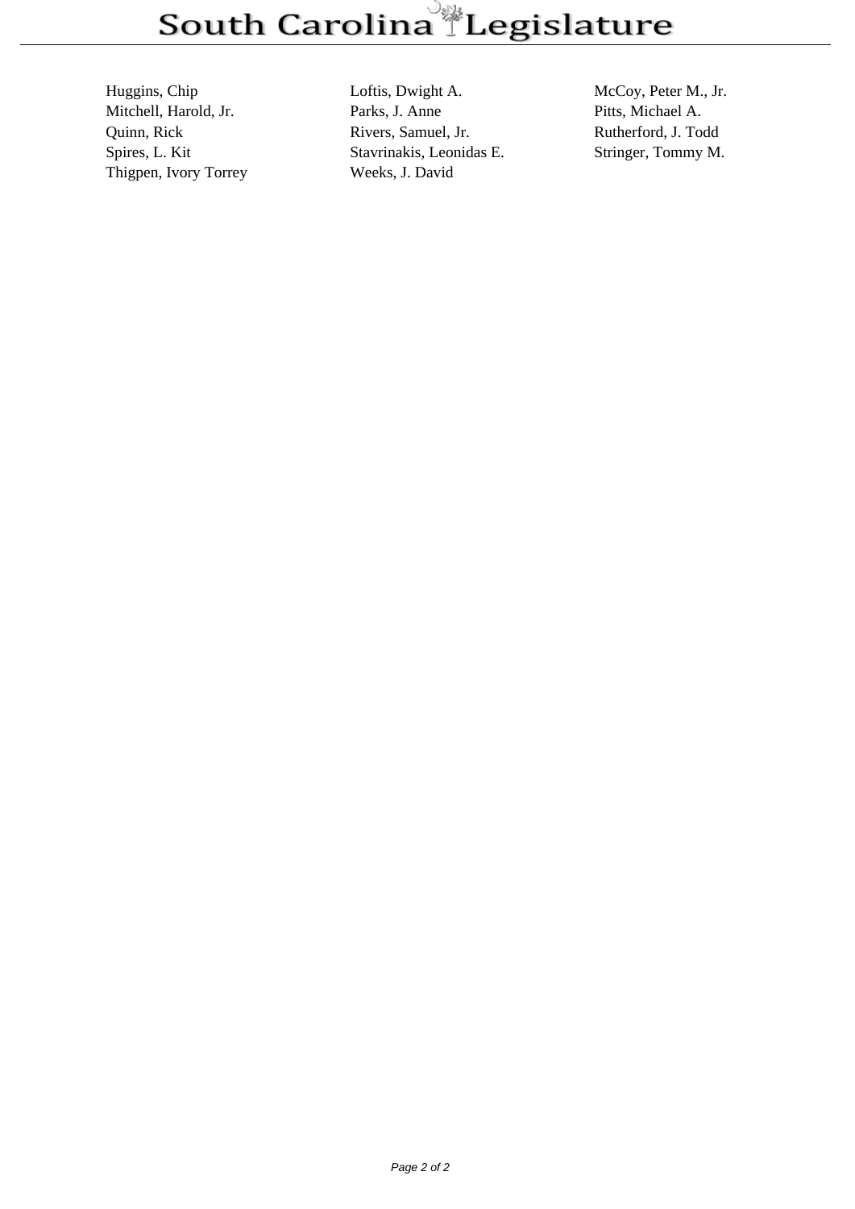| | | |
|---|---|---|
| Huggins, Chip | Loftis, Dwight A. | McCoy, Peter M., Jr. |
| Mitchell, Harold, Jr. | Parks, J. Anne | Pitts, Michael A. |
| Quinn, Rick | Rivers, Samuel, Jr. | Rutherford, J. Todd |
| Spires, L. Kit | Stavrinakis, Leonidas E. | Stringer, Tommy M. |
| Thigpen, Ivory Torrey | Weeks, J. David | |